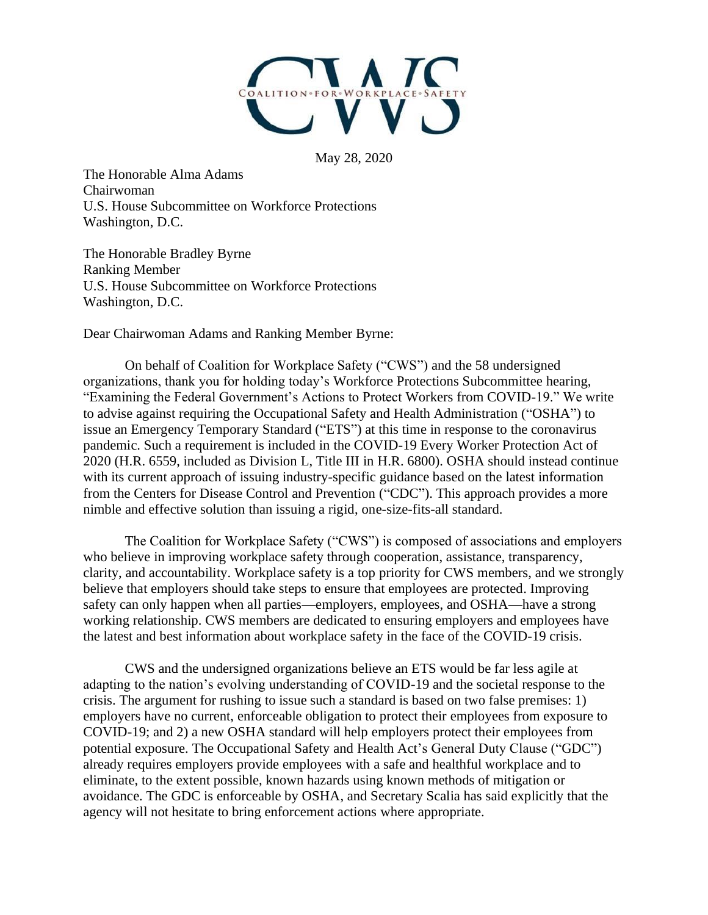COALITION • FOR • WORKPLACE • SAFETY

May 28, 2020

The Honorable Alma Adams
Chairwoman
U.S. House Subcommittee on Workforce Protections
Washington, D.C.

The Honorable Bradley Byrne
Ranking Member
U.S. House Subcommittee on Workforce Protections
Washington, D.C.

Dear Chairwoman Adams and Ranking Member Byrne:

On behalf of Coalition for Workplace Safety ("CWS") and the 58 undersigned organizations, thank you for holding today's Workforce Protections Subcommittee hearing, "Examining the Federal Government's Actions to Protect Workers from COVID-19." We write to advise against requiring the Occupational Safety and Health Administration ("OSHA") to issue an Emergency Temporary Standard ("ETS") at this time in response to the coronavirus pandemic. Such a requirement is included in the COVID-19 Every Worker Protection Act of 2020 (H.R. 6559, included as Division L, Title III in H.R. 6800). OSHA should instead continue with its current approach of issuing industry-specific guidance based on the latest information from the Centers for Disease Control and Prevention ("CDC"). This approach provides a more nimble and effective solution than issuing a rigid, one-size-fits-all standard.

The Coalition for Workplace Safety ("CWS") is composed of associations and employers who believe in improving workplace safety through cooperation, assistance, transparency, clarity, and accountability. Workplace safety is a top priority for CWS members, and we strongly believe that employers should take steps to ensure that employees are protected. Improving safety can only happen when all parties—employers, employees, and OSHA—have a strong working relationship. CWS members are dedicated to ensuring employers and employees have the latest and best information about workplace safety in the face of the COVID-19 crisis.

CWS and the undersigned organizations believe an ETS would be far less agile at adapting to the nation's evolving understanding of COVID-19 and the societal response to the crisis. The argument for rushing to issue such a standard is based on two false premises: 1) employers have no current, enforceable obligation to protect their employees from exposure to COVID-19; and 2) a new OSHA standard will help employers protect their employees from potential exposure. The Occupational Safety and Health Act's General Duty Clause ("GDC") already requires employers provide employees with a safe and healthful workplace and to eliminate, to the extent possible, known hazards using known methods of mitigation or avoidance. The GDC is enforceable by OSHA, and Secretary Scalia has said explicitly that the agency will not hesitate to bring enforcement actions where appropriate.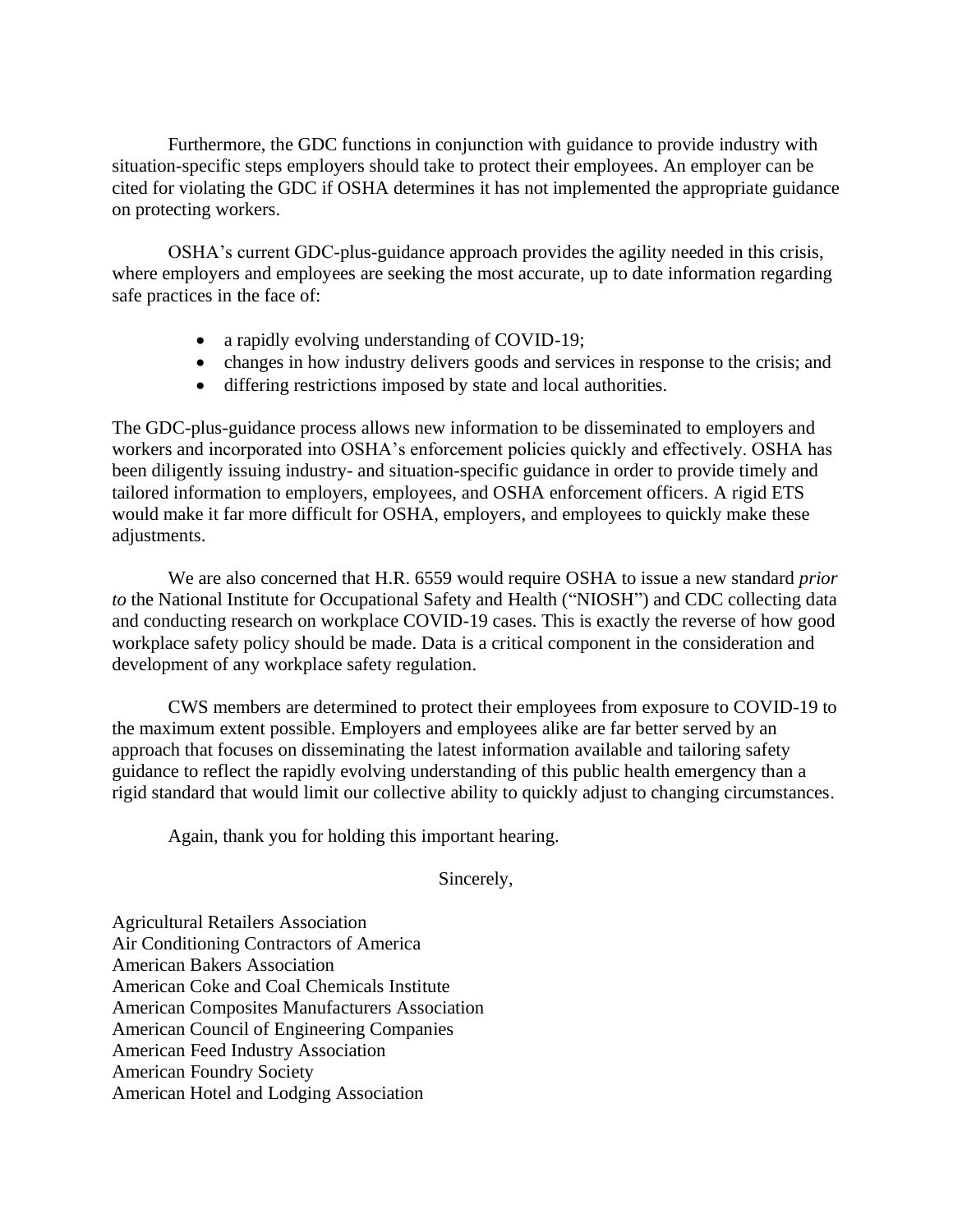Furthermore, the GDC functions in conjunction with guidance to provide industry with situation-specific steps employers should take to protect their employees. An employer can be cited for violating the GDC if OSHA determines it has not implemented the appropriate guidance on protecting workers.

OSHA's current GDC-plus-guidance approach provides the agility needed in this crisis, where employers and employees are seeking the most accurate, up to date information regarding safe practices in the face of:

- a rapidly evolving understanding of COVID-19;
- changes in how industry delivers goods and services in response to the crisis; and
- differing restrictions imposed by state and local authorities.

The GDC-plus-guidance process allows new information to be disseminated to employers and workers and incorporated into OSHA's enforcement policies quickly and effectively. OSHA has been diligently issuing industry- and situation-specific guidance in order to provide timely and tailored information to employers, employees, and OSHA enforcement officers. A rigid ETS would make it far more difficult for OSHA, employers, and employees to quickly make these adjustments.

We are also concerned that H.R. 6559 would require OSHA to issue a new standard *prior to* the National Institute for Occupational Safety and Health ("NIOSH") and CDC collecting data and conducting research on workplace COVID-19 cases. This is exactly the reverse of how good workplace safety policy should be made. Data is a critical component in the consideration and development of any workplace safety regulation.

CWS members are determined to protect their employees from exposure to COVID-19 to the maximum extent possible. Employers and employees alike are far better served by an approach that focuses on disseminating the latest information available and tailoring safety guidance to reflect the rapidly evolving understanding of this public health emergency than a rigid standard that would limit our collective ability to quickly adjust to changing circumstances.

Again, thank you for holding this important hearing.

Sincerely,

Agricultural Retailers Association
Air Conditioning Contractors of America
American Bakers Association
American Coke and Coal Chemicals Institute
American Composites Manufacturers Association
American Council of Engineering Companies
American Feed Industry Association
American Foundry Society
American Hotel and Lodging Association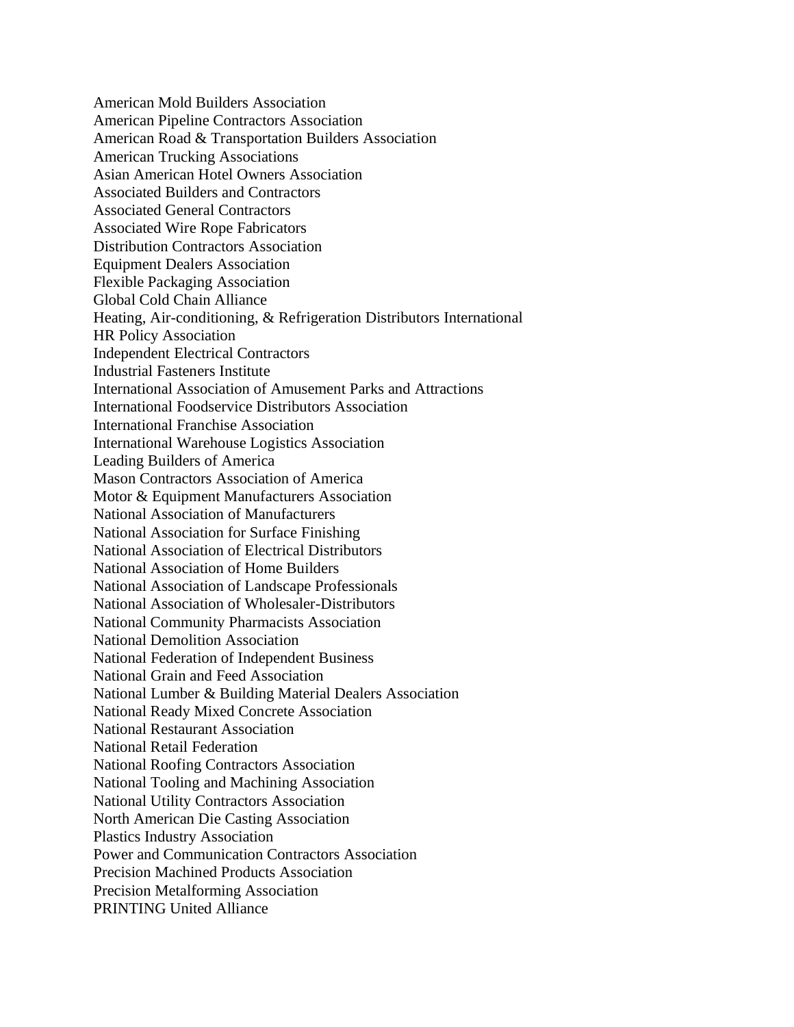American Mold Builders Association
American Pipeline Contractors Association
American Road & Transportation Builders Association
American Trucking Associations
Asian American Hotel Owners Association
Associated Builders and Contractors
Associated General Contractors
Associated Wire Rope Fabricators
Distribution Contractors Association
Equipment Dealers Association
Flexible Packaging Association
Global Cold Chain Alliance
Heating, Air-conditioning, & Refrigeration Distributors International
HR Policy Association
Independent Electrical Contractors
Industrial Fasteners Institute
International Association of Amusement Parks and Attractions
International Foodservice Distributors Association
International Franchise Association
International Warehouse Logistics Association
Leading Builders of America
Mason Contractors Association of America
Motor & Equipment Manufacturers Association
National Association of Manufacturers
National Association for Surface Finishing
National Association of Electrical Distributors
National Association of Home Builders
National Association of Landscape Professionals
National Association of Wholesaler-Distributors
National Community Pharmacists Association
National Demolition Association
National Federation of Independent Business
National Grain and Feed Association
National Lumber & Building Material Dealers Association
National Ready Mixed Concrete Association
National Restaurant Association
National Retail Federation
National Roofing Contractors Association
National Tooling and Machining Association
National Utility Contractors Association
North American Die Casting Association
Plastics Industry Association
Power and Communication Contractors Association
Precision Machined Products Association
Precision Metalforming Association
PRINTING United Alliance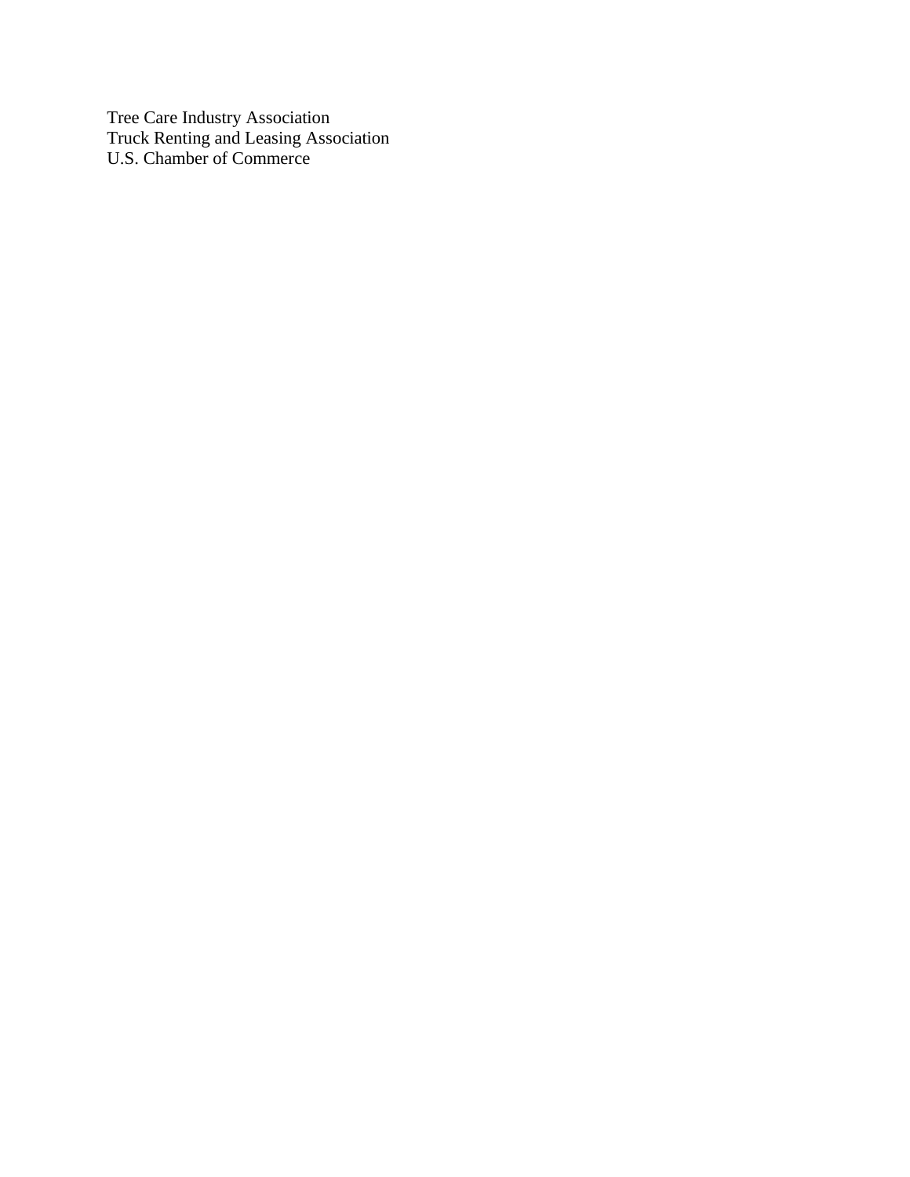Tree Care Industry Association
Truck Renting and Leasing Association
U.S. Chamber of Commerce